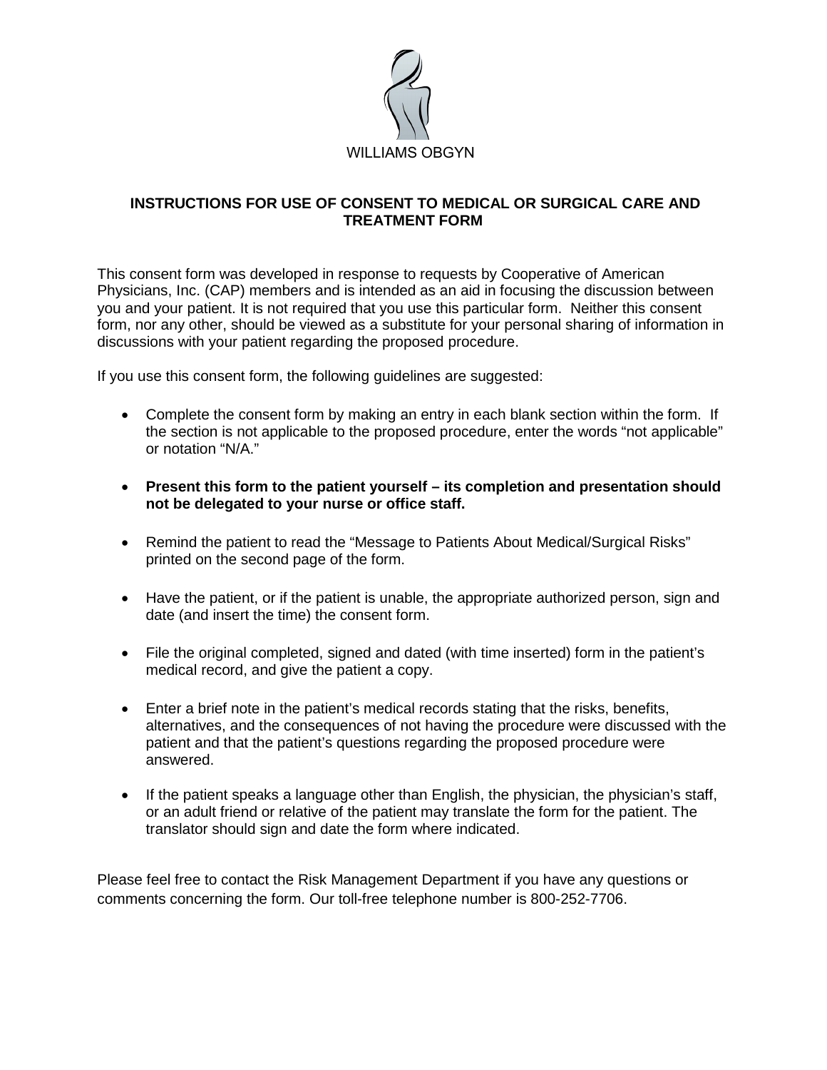WILLIAMS OBGYN

## INSTRUCTIONS FOR USE OF CONSENT TO MEDICAL OR SURGICAL CARE AND TREATMENT FORM

This consent form was developed in response to requests by Cooperative of American Physicians, Inc. (CAP) members and is intended as an aid in focusing the discussion between you and your patient. It is not required that you use this particular form. Neither this consent form, nor any other, should be viewed as a substitute for your personal sharing of information in discussions with your patient regarding the proposed procedure.

If you use this consent form, the following guidelines are suggested:

- Complete the consent form by making an entry in each blank section within the form. If the section is not applicable to the proposed procedure, enter the words "not applicable" or notation "N/A."

- **Present this form to the patient yourself – its completion and presentation should not be delegated to your nurse or office staff.**

- Remind the patient to read the "Message to Patients About Medical/Surgical Risks" printed on the second page of the form.

- Have the patient, or if the patient is unable, the appropriate authorized person, sign and date (and insert the time) the consent form.

- File the original completed, signed and dated (with time inserted) form in the patient's medical record, and give the patient a copy.

- Enter a brief note in the patient's medical records stating that the risks, benefits, alternatives, and the consequences of not having the procedure were discussed with the patient and that the patient's questions regarding the proposed procedure were answered.

- If the patient speaks a language other than English, the physician, the physician's staff, or an adult friend or relative of the patient may translate the form for the patient. The translator should sign and date the form where indicated.

Please feel free to contact the Risk Management Department if you have any questions or comments concerning the form. Our toll-free telephone number is 800-252-7706.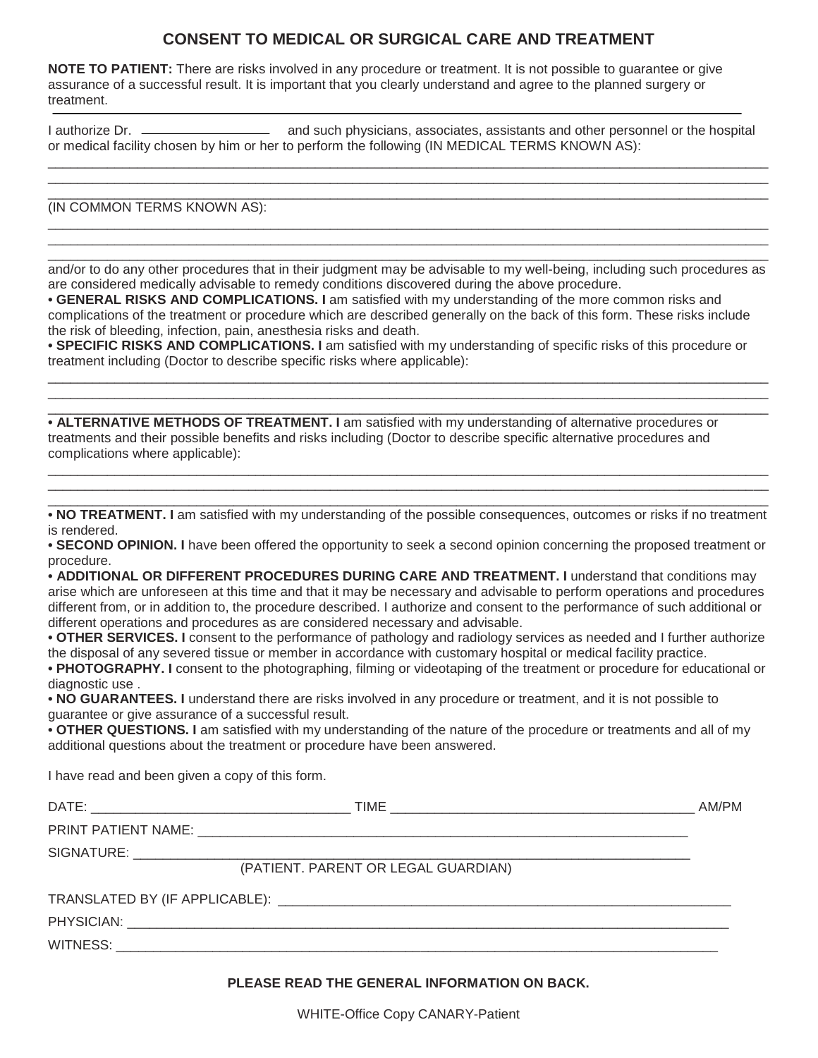## CONSENT TO MEDICAL OR SURGICAL CARE AND TREATMENT

**NOTE TO PATIENT:** There are risks involved in any procedure or treatment. It is not possible to guarantee or give assurance of a successful result. It is important that you clearly understand and agree to the planned surgery or treatment.

---

I authorize Dr. ________________ and such physicians, associates, assistants and other personnel or the hospital or medical facility chosen by him or her to perform the following (IN MEDICAL TERMS KNOWN AS):

____________________________________________________________________________________________

____________________________________________________________________________________________

____________________________________________________________________________________________

(IN COMMON TERMS KNOWN AS):

____________________________________________________________________________________________

____________________________________________________________________________________________

____________________________________________________________________________________________

and/or to do any other procedures that in their judgment may be advisable to my well-being, including such procedures as are considered medically advisable to remedy conditions discovered during the above procedure.

- **GENERAL RISKS AND COMPLICATIONS. I** am satisfied with my understanding of the more common risks and complications of the treatment or procedure which are described generally on the back of this form. These risks include the risk of bleeding, infection, pain, anesthesia risks and death.
- **SPECIFIC RISKS AND COMPLICATIONS. I** am satisfied with my understanding of specific risks of this procedure or treatment including (Doctor to describe specific risks where applicable):

____________________________________________________________________________________________

____________________________________________________________________________________________

____________________________________________________________________________________________

- **ALTERNATIVE METHODS OF TREATMENT. I** am satisfied with my understanding of alternative procedures or treatments and their possible benefits and risks including (Doctor to describe specific alternative procedures and complications where applicable):

____________________________________________________________________________________________

____________________________________________________________________________________________

____________________________________________________________________________________________

- **NO TREATMENT. I** am satisfied with my understanding of the possible consequences, outcomes or risks if no treatment is rendered.
- **SECOND OPINION. I** have been offered the opportunity to seek a second opinion concerning the proposed treatment or procedure.
- **ADDITIONAL OR DIFFERENT PROCEDURES DURING CARE AND TREATMENT. I** understand that conditions may arise which are unforeseen at this time and that it may be necessary and advisable to perform operations and procedures different from, or in addition to, the procedure described. I authorize and consent to the performance of such additional or different operations and procedures as are considered necessary and advisable.
- **OTHER SERVICES. I** consent to the performance of pathology and radiology services as needed and I further authorize the disposal of any severed tissue or member in accordance with customary hospital or medical facility practice.
- **PHOTOGRAPHY. I** consent to the photographing, filming or videotaping of the treatment or procedure for educational or diagnostic use .
- **NO GUARANTEES. I** understand there are risks involved in any procedure or treatment, and it is not possible to guarantee or give assurance of a successful result.
- **OTHER QUESTIONS. I** am satisfied with my understanding of the nature of the procedure or treatments and all of my additional questions about the treatment or procedure have been answered.

I have read and been given a copy of this form.

DATE: ___________________________________ TIME _________________________________________ AM/PM

PRINT PATIENT NAME: ____________________________________________________________________

SIGNATURE: ____________________________________________________________________________

(PATIENT. PARENT OR LEGAL GUARDIAN)

TRANSLATED BY (IF APPLICABLE): _______________________________________________________________

PHYSICIAN: _____________________________________________________________________________

WITNESS: ______________________________________________________________________________

**PLEASE READ THE GENERAL INFORMATION ON BACK.**

WHITE-Office Copy CANARY-Patient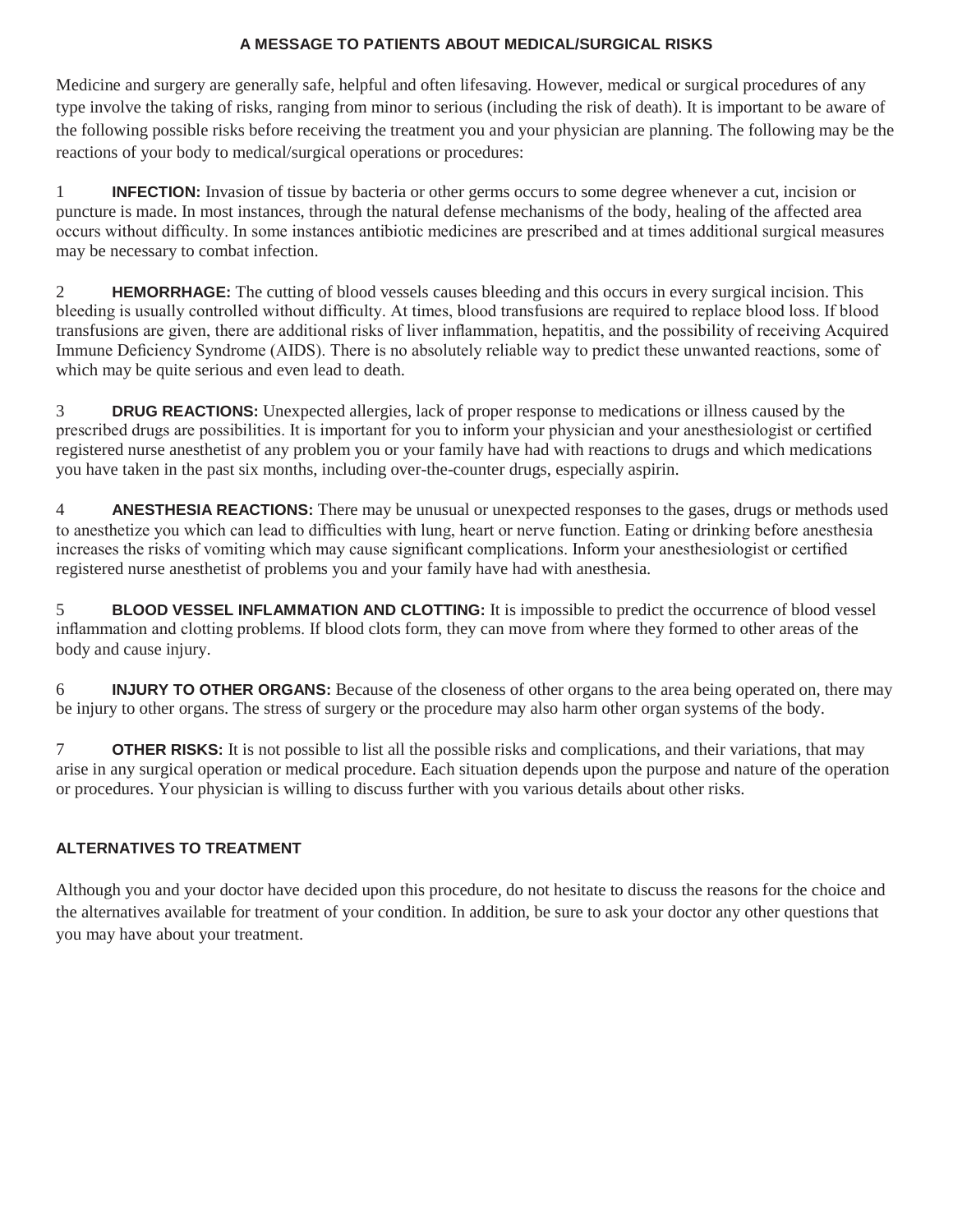## A MESSAGE TO PATIENTS ABOUT MEDICAL/SURGICAL RISKS

Medicine and surgery are generally safe, helpful and often lifesaving. However, medical or surgical procedures of any type involve the taking of risks, ranging from minor to serious (including the risk of death). It is important to be aware of the following possible risks before receiving the treatment you and your physician are planning. The following may be the reactions of your body to medical/surgical operations or procedures:

1 **INFECTION:** Invasion of tissue by bacteria or other germs occurs to some degree whenever a cut, incision or puncture is made. In most instances, through the natural defense mechanisms of the body, healing of the affected area occurs without difficulty. In some instances antibiotic medicines are prescribed and at times additional surgical measures may be necessary to combat infection.

2 **HEMORRHAGE:** The cutting of blood vessels causes bleeding and this occurs in every surgical incision. This bleeding is usually controlled without difficulty. At times, blood transfusions are required to replace blood loss. If blood transfusions are given, there are additional risks of liver inflammation, hepatitis, and the possibility of receiving Acquired Immune Deficiency Syndrome (AIDS). There is no absolutely reliable way to predict these unwanted reactions, some of which may be quite serious and even lead to death.

3 **DRUG REACTIONS:** Unexpected allergies, lack of proper response to medications or illness caused by the prescribed drugs are possibilities. It is important for you to inform your physician and your anesthesiologist or certified registered nurse anesthetist of any problem you or your family have had with reactions to drugs and which medications you have taken in the past six months, including over-the-counter drugs, especially aspirin.

4 **ANESTHESIA REACTIONS:** There may be unusual or unexpected responses to the gases, drugs or methods used to anesthetize you which can lead to difficulties with lung, heart or nerve function. Eating or drinking before anesthesia increases the risks of vomiting which may cause significant complications. Inform your anesthesiologist or certified registered nurse anesthetist of problems you and your family have had with anesthesia.

5 **BLOOD VESSEL INFLAMMATION AND CLOTTING:** It is impossible to predict the occurrence of blood vessel inflammation and clotting problems. If blood clots form, they can move from where they formed to other areas of the body and cause injury.

6 **INJURY TO OTHER ORGANS:** Because of the closeness of other organs to the area being operated on, there may be injury to other organs. The stress of surgery or the procedure may also harm other organ systems of the body.

7 **OTHER RISKS:** It is not possible to list all the possible risks and complications, and their variations, that may arise in any surgical operation or medical procedure. Each situation depends upon the purpose and nature of the operation or procedures. Your physician is willing to discuss further with you various details about other risks.

### ALTERNATIVES TO TREATMENT

Although you and your doctor have decided upon this procedure, do not hesitate to discuss the reasons for the choice and the alternatives available for treatment of your condition. In addition, be sure to ask your doctor any other questions that you may have about your treatment.